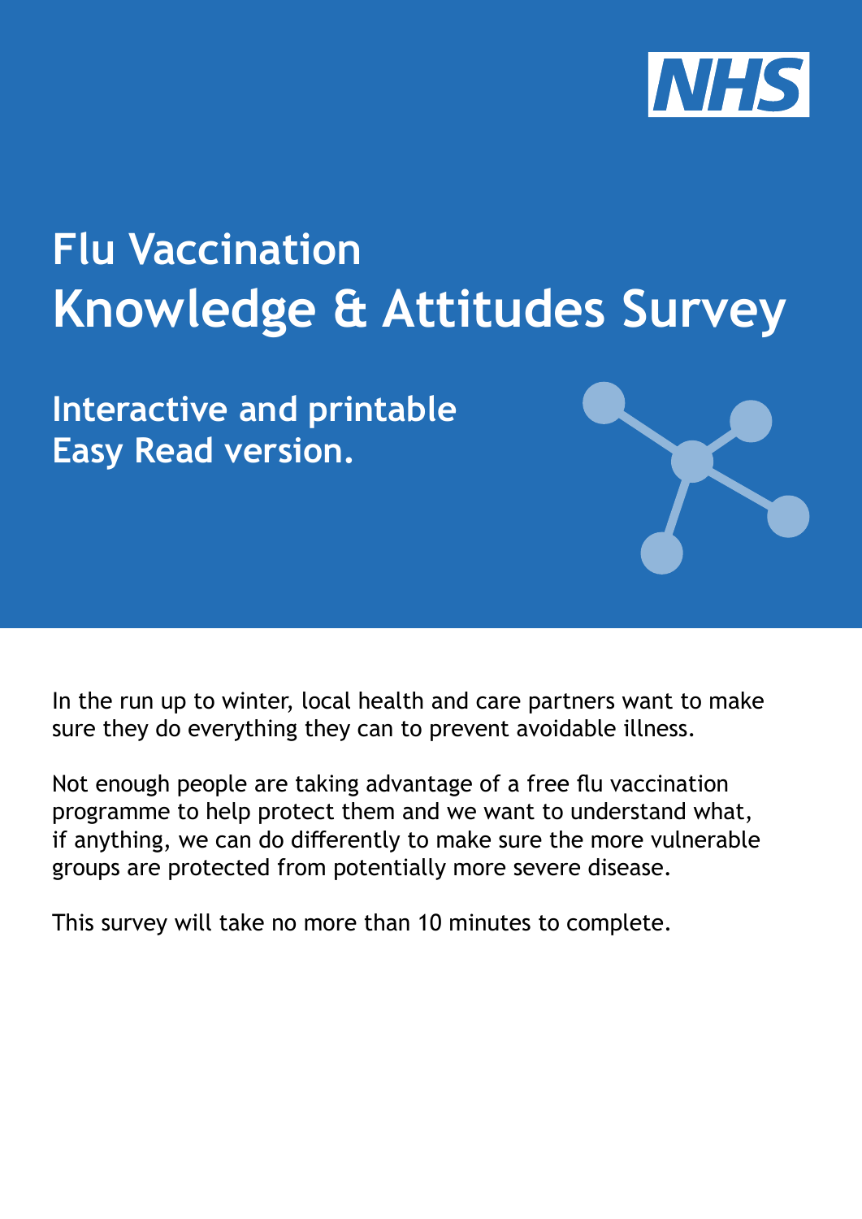NHS

# Flu Vaccination
# Knowledge & Attitudes Survey

## Interactive and printable Easy Read version.

In the run up to winter, local health and care partners want to make sure they do everything they can to prevent avoidable illness.

Not enough people are taking advantage of a free flu vaccination programme to help protect them and we want to understand what, if anything, we can do differently to make sure the more vulnerable groups are protected from potentially more severe disease.

This survey will take no more than 10 minutes to complete.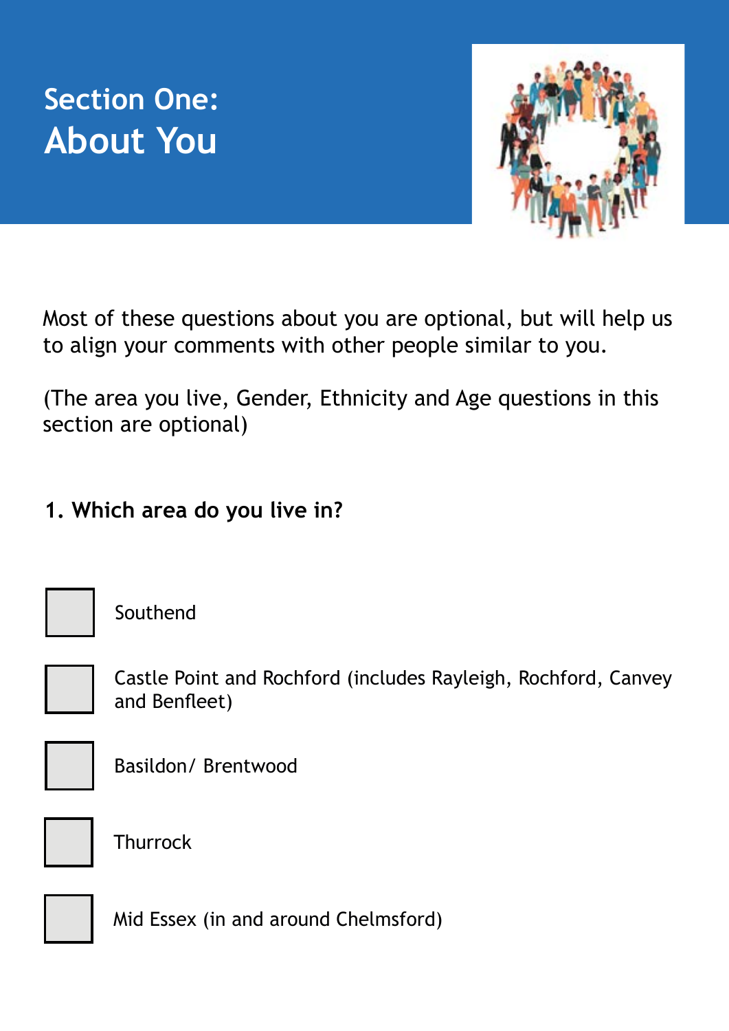# Section One: About You

Most of these questions about you are optional, but will help us to align your comments with other people similar to you.

(The area you live, Gender, Ethnicity and Age questions in this section are optional)

**1. Which area do you live in?**

- ☐ Southend
- ☐ Castle Point and Rochford (includes Rayleigh, Rochford, Canvey and Benfleet)
- ☐ Basildon/ Brentwood
- ☐ Thurrock
- ☐ Mid Essex (in and around Chelmsford)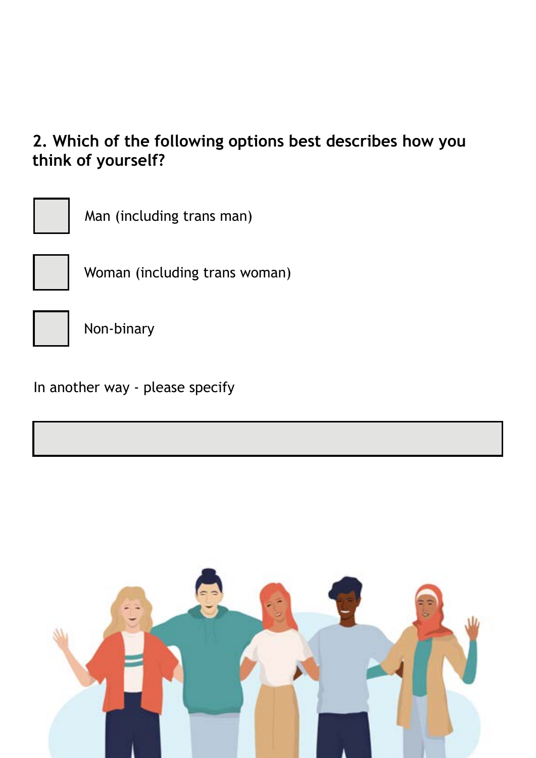**2. Which of the following options best describes how you think of yourself?**

- [ ] Man (including trans man)
- [ ] Woman (including trans woman)
- [ ] Non-binary

In another way - please specify

_______________________________________________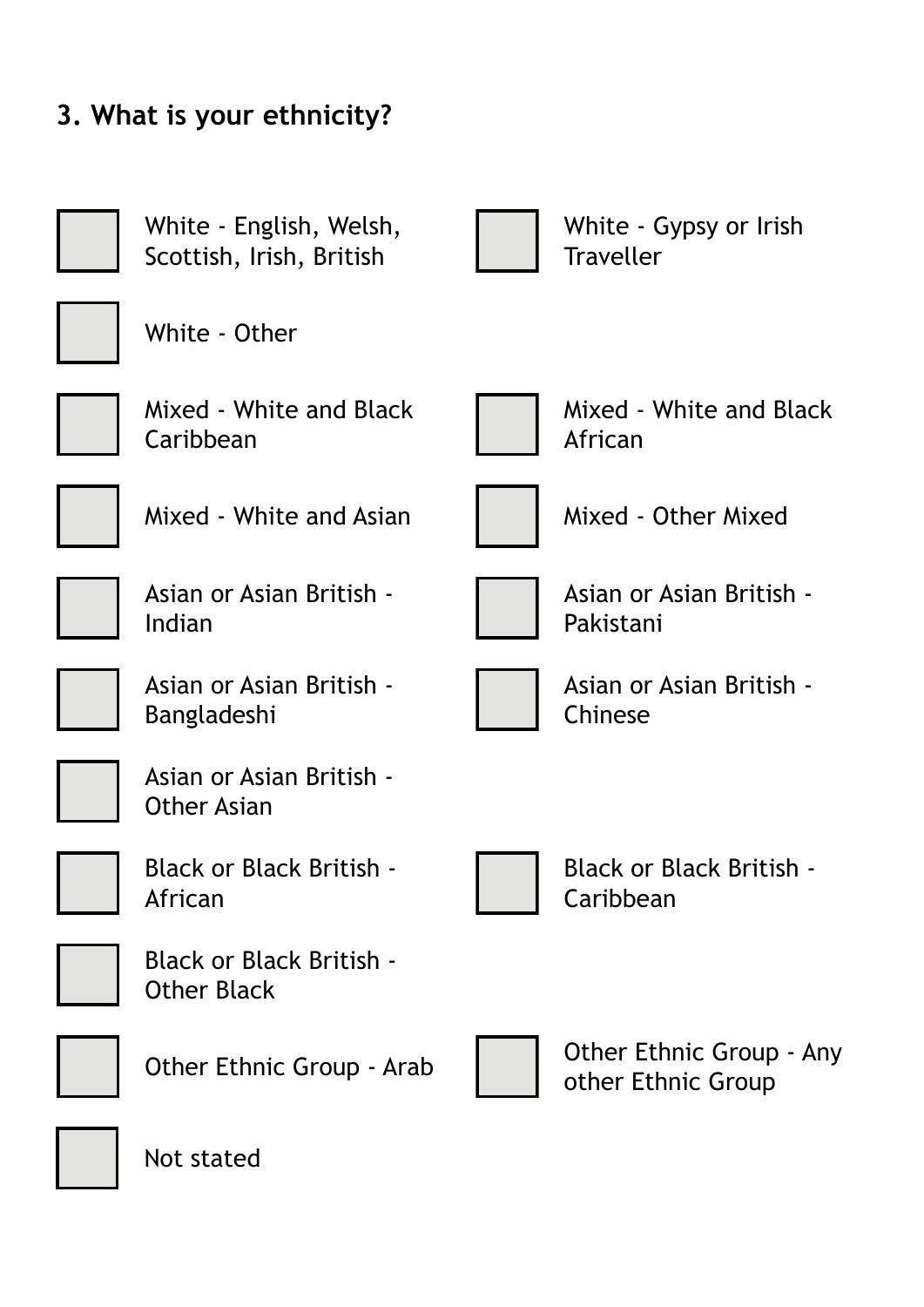### 3. What is your ethnicity?

- ☐ White - English, Welsh, Scottish, Irish, British
- ☐ White - Gypsy or Irish Traveller
- ☐ White - Other
- ☐ Mixed - White and Black Caribbean
- ☐ Mixed - White and Black African
- ☐ Mixed - White and Asian
- ☐ Mixed - Other Mixed
- ☐ Asian or Asian British - Indian
- ☐ Asian or Asian British - Pakistani
- ☐ Asian or Asian British - Bangladeshi
- ☐ Asian or Asian British - Chinese
- ☐ Asian or Asian British - Other Asian
- ☐ Black or Black British - African
- ☐ Black or Black British - Caribbean
- ☐ Black or Black British - Other Black
- ☐ Other Ethnic Group - Arab
- ☐ Other Ethnic Group - Any other Ethnic Group
- ☐ Not stated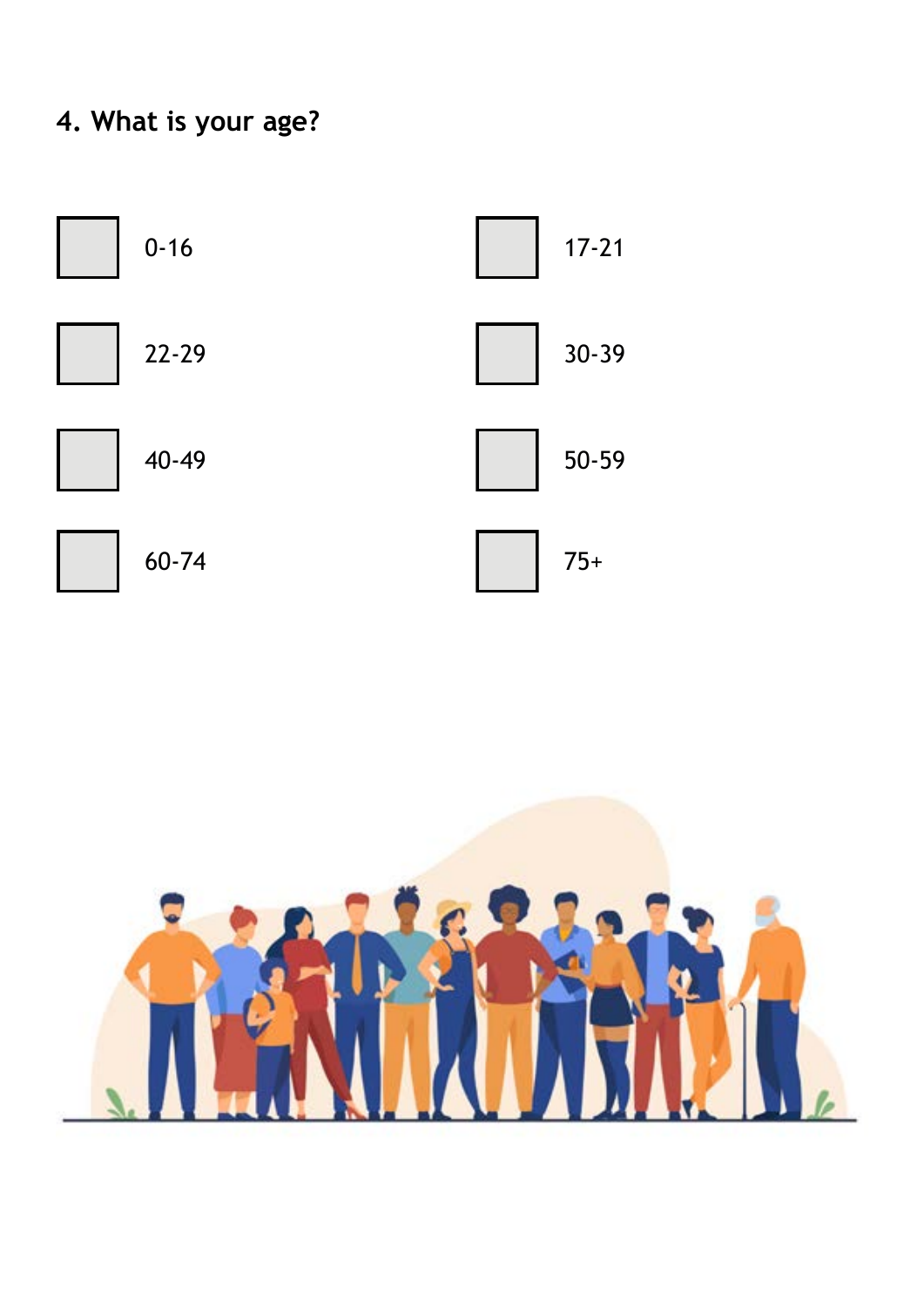**4. What is your age?**

- [ ] 0-16
- [ ] 17-21
- [ ] 22-29
- [ ] 30-39
- [ ] 40-49
- [ ] 50-59
- [ ] 60-74
- [ ] 75+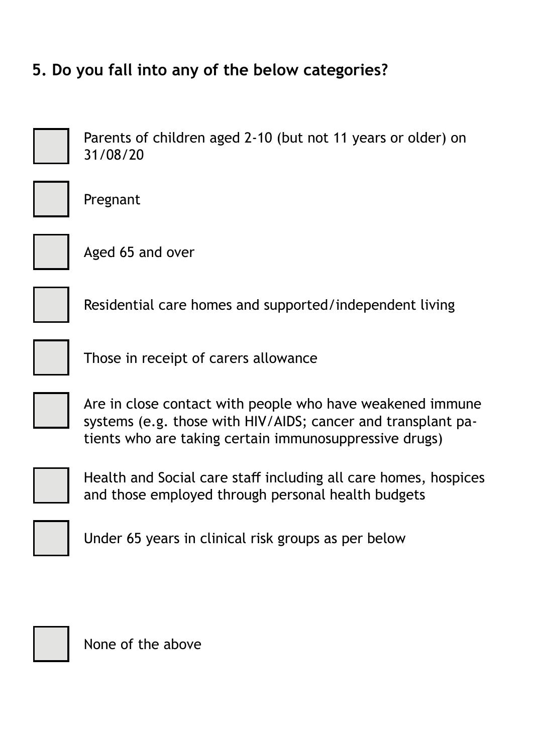## 5. Do you fall into any of the below categories?

- [ ] Parents of children aged 2-10 (but not 11 years or older) on 31/08/20
- [ ] Pregnant
- [ ] Aged 65 and over
- [ ] Residential care homes and supported/independent living
- [ ] Those in receipt of carers allowance
- [ ] Are in close contact with people who have weakened immune systems (e.g. those with HIV/AIDS; cancer and transplant patients who are taking certain immunosuppressive drugs)
- [ ] Health and Social care staff including all care homes, hospices and those employed through personal health budgets
- [ ] Under 65 years in clinical risk groups as per below

- [ ] None of the above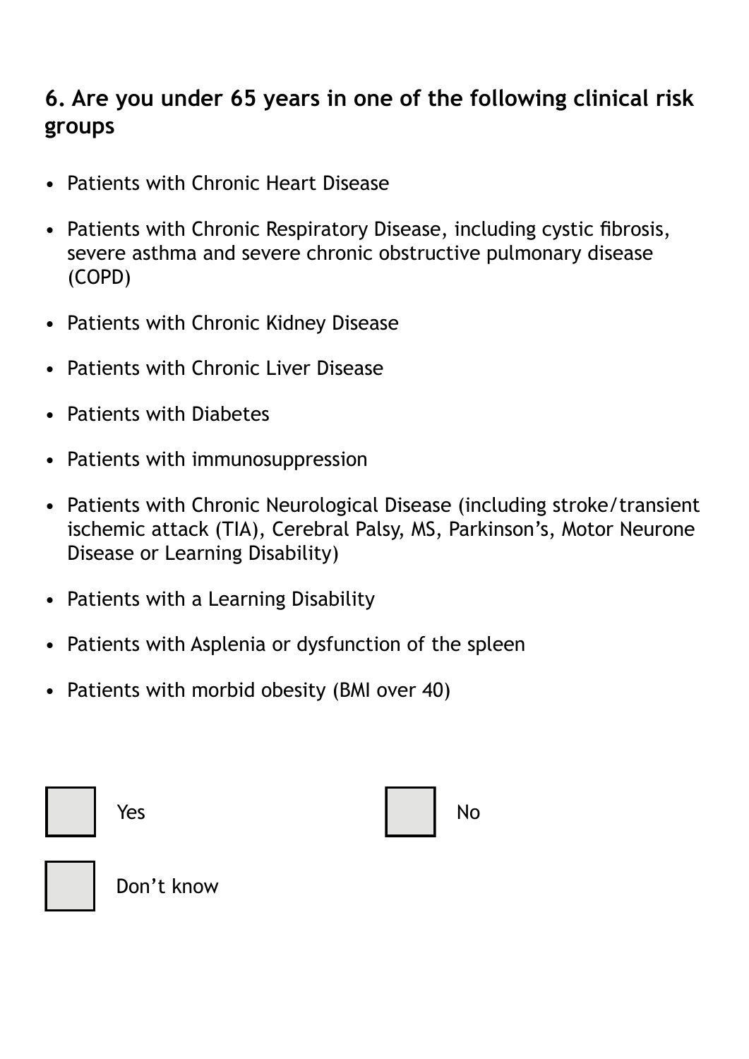## 6. Are you under 65 years in one of the following clinical risk groups

- Patients with Chronic Heart Disease
- Patients with Chronic Respiratory Disease, including cystic fibrosis, severe asthma and severe chronic obstructive pulmonary disease (COPD)
- Patients with Chronic Kidney Disease
- Patients with Chronic Liver Disease
- Patients with Diabetes
- Patients with immunosuppression
- Patients with Chronic Neurological Disease (including stroke/transient ischemic attack (TIA), Cerebral Palsy, MS, Parkinson's, Motor Neurone Disease or Learning Disability)
- Patients with a Learning Disability
- Patients with Asplenia or dysfunction of the spleen
- Patients with morbid obesity (BMI over 40)

☐ Yes

☐ No

☐ Don't know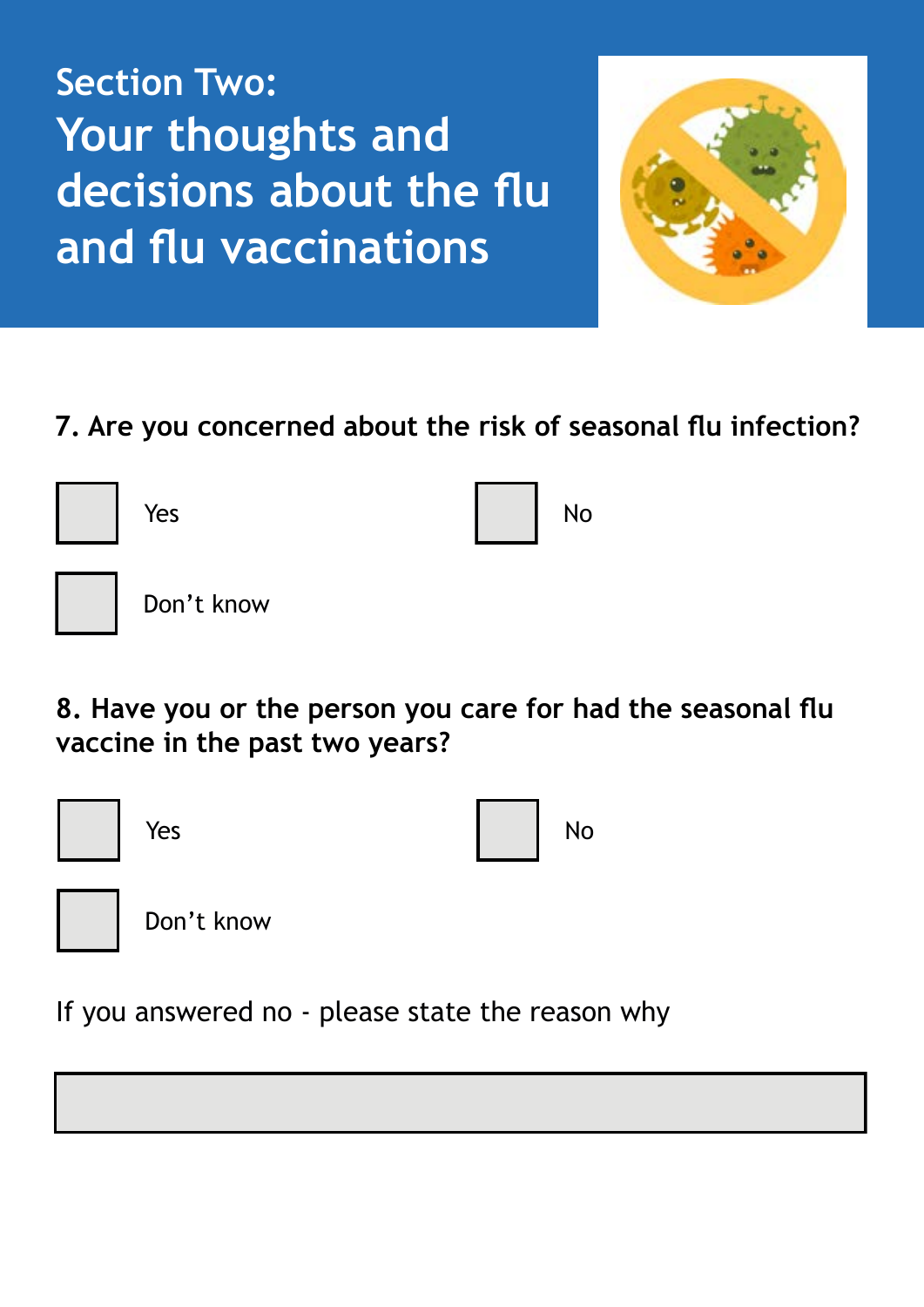## Section Two:

# Your thoughts and decisions about the flu and flu vaccinations

**7. Are you concerned about the risk of seasonal flu infection?**

- [ ] Yes
- [ ] No
- [ ] Don't know

**8. Have you or the person you care for had the seasonal flu vaccine in the past two years?**

- [ ] Yes
- [ ] No
- [ ] Don't know

If you answered no - please state the reason why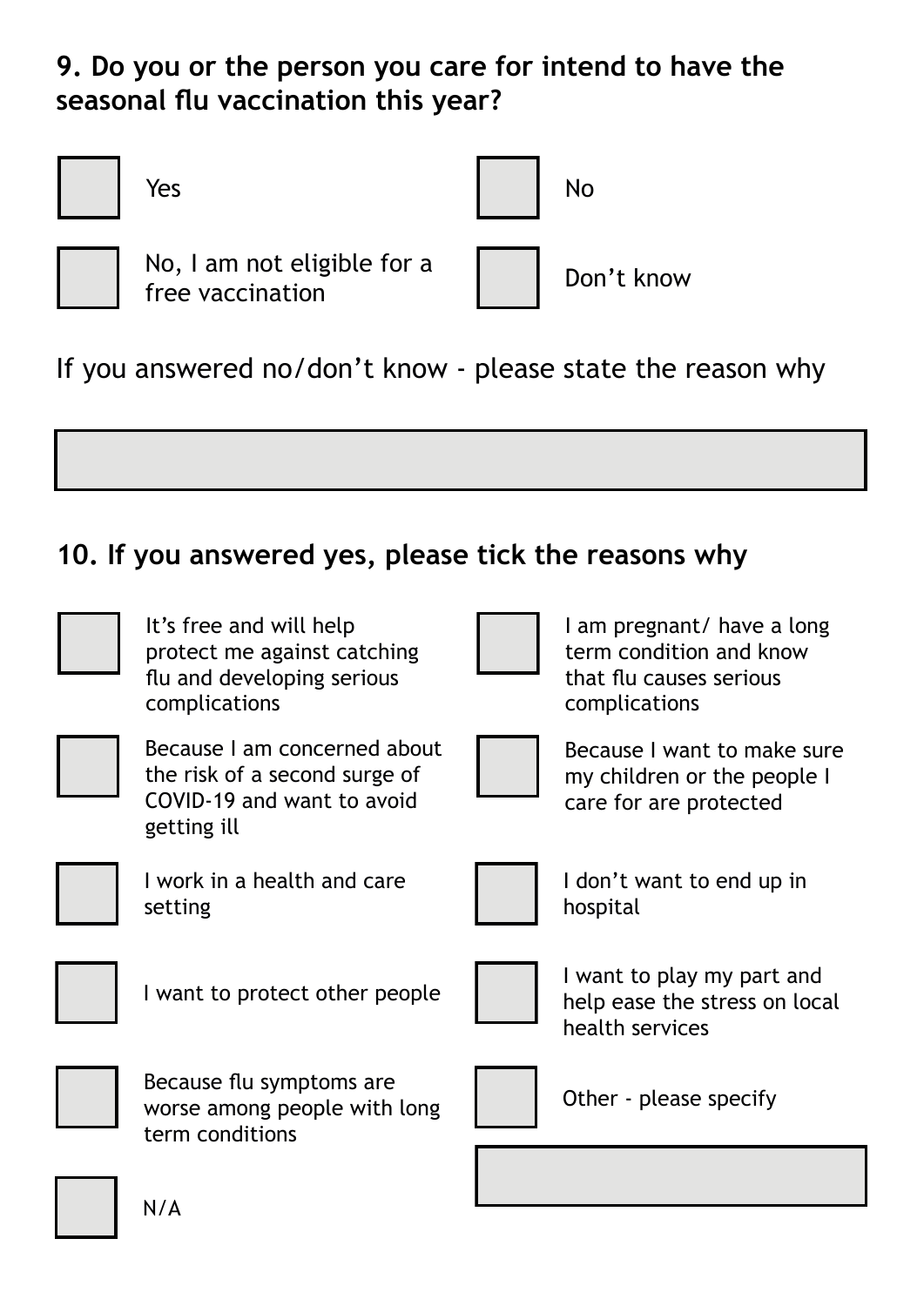## 9. Do you or the person you care for intend to have the seasonal flu vaccination this year?

- [ ] Yes
- [ ] No
- [ ] No, I am not eligible for a free vaccination
- [ ] Don't know

If you answered no/don't know - please state the reason why

## 10. If you answered yes, please tick the reasons why

- [ ] It's free and will help protect me against catching flu and developing serious complications
- [ ] I am pregnant/ have a long term condition and know that flu causes serious complications
- [ ] Because I am concerned about the risk of a second surge of COVID-19 and want to avoid getting ill
- [ ] Because I want to make sure my children or the people I care for are protected
- [ ] I work in a health and care setting
- [ ] I don't want to end up in hospital
- [ ] I want to protect other people
- [ ] I want to play my part and help ease the stress on local health services
- [ ] Because flu symptoms are worse among people with long term conditions
- [ ] Other - please specify
- [ ] N/A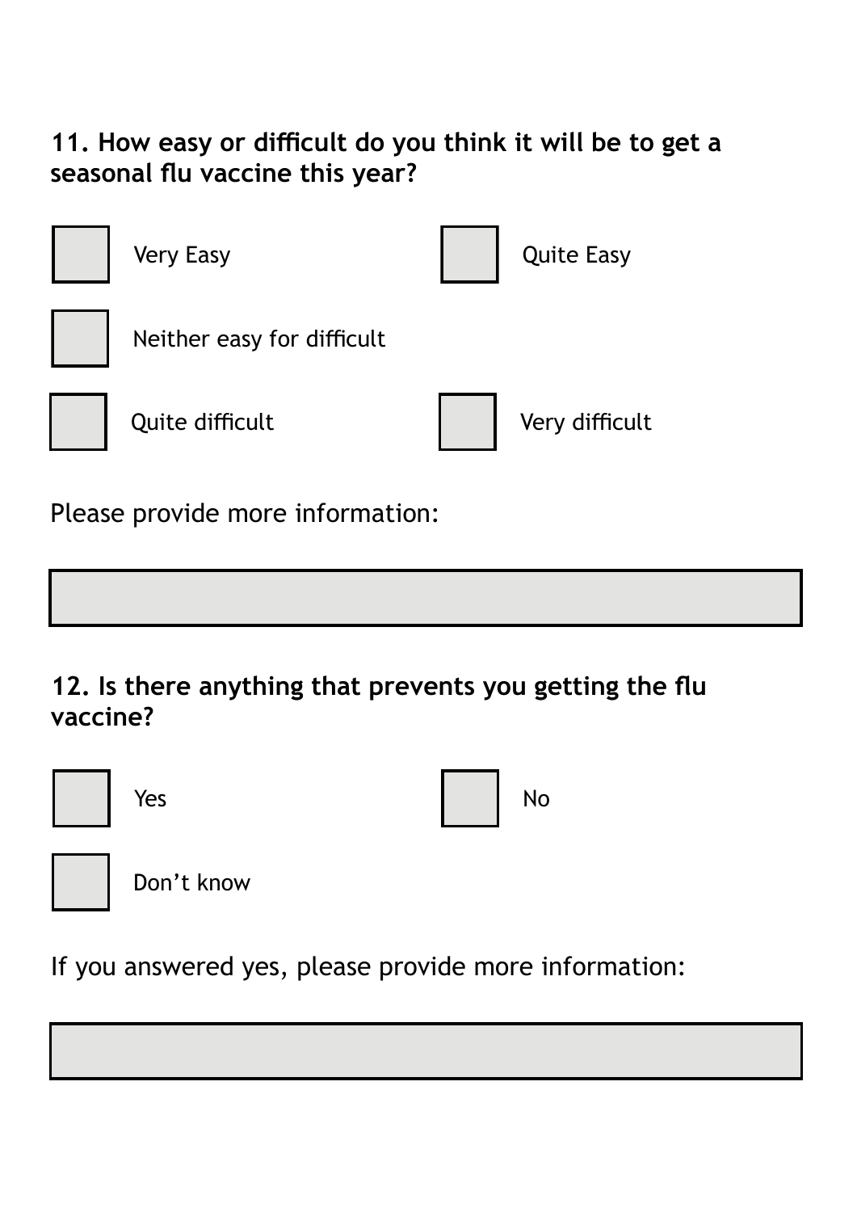**11. How easy or difficult do you think it will be to get a seasonal flu vaccine this year?**

- [ ] Very Easy
- [ ] Quite Easy
- [ ] Neither easy for difficult
- [ ] Quite difficult
- [ ] Very difficult

Please provide more information:

**12. Is there anything that prevents you getting the flu vaccine?**

- [ ] Yes
- [ ] No
- [ ] Don’t know

If you answered yes, please provide more information: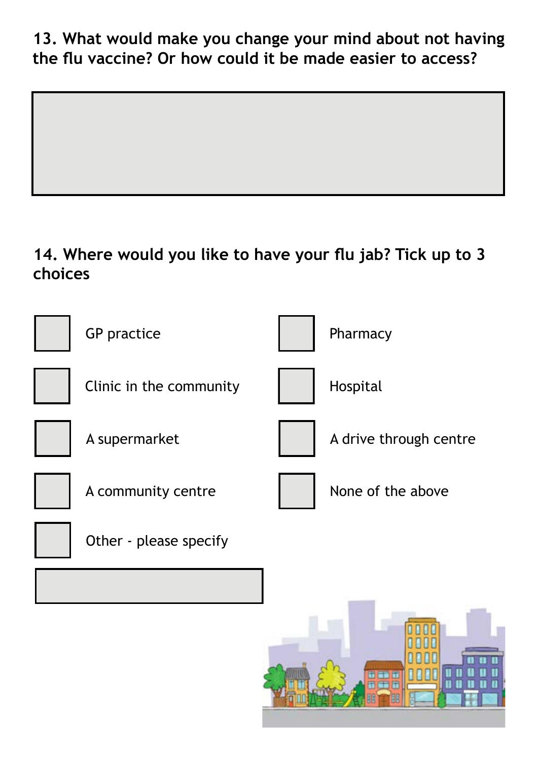**13. What would make you change your mind about not having the flu vaccine? Or how could it be made easier to access?**

**14. Where would you like to have your flu jab? Tick up to 3 choices**

- ☐ GP practice
- ☐ Pharmacy
- ☐ Clinic in the community
- ☐ Hospital
- ☐ A supermarket
- ☐ A drive through centre
- ☐ A community centre
- ☐ None of the above
- ☐ Other - please specify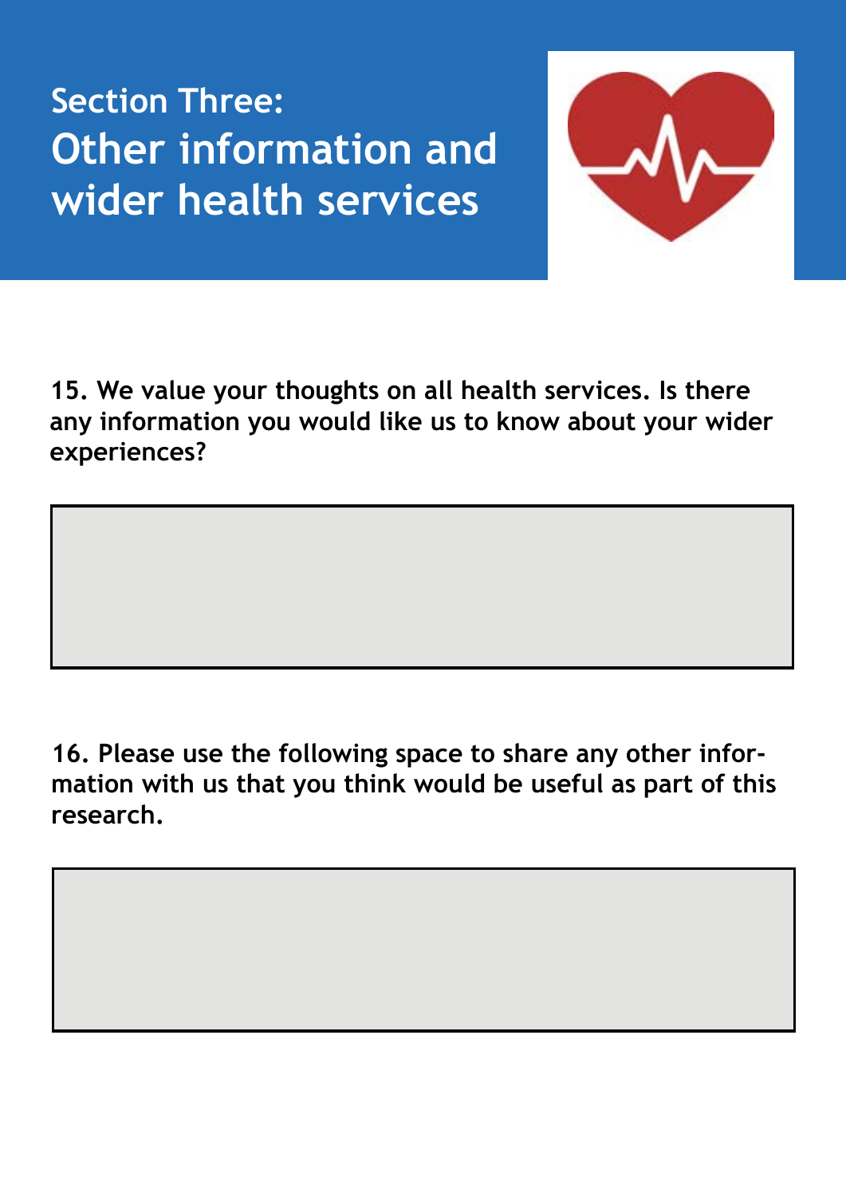# Section Three: Other information and wider health services

**15. We value your thoughts on all health services. Is there any information you would like us to know about your wider experiences?**

**16. Please use the following space to share any other information with us that you think would be useful as part of this research.**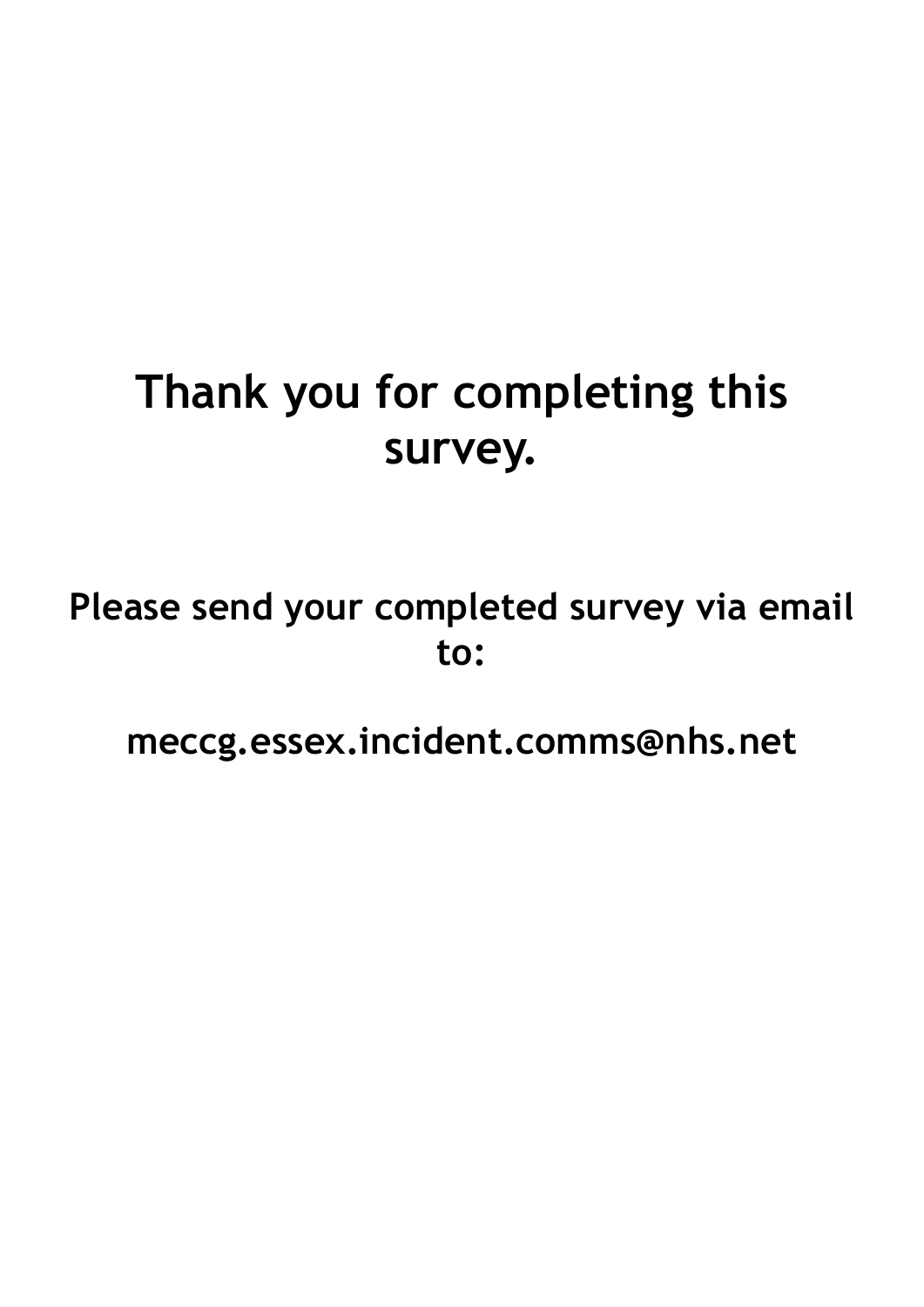# Thank you for completing this survey.

**Please send your completed survey via email to:**

**meccg.essex.incident.comms@nhs.net**